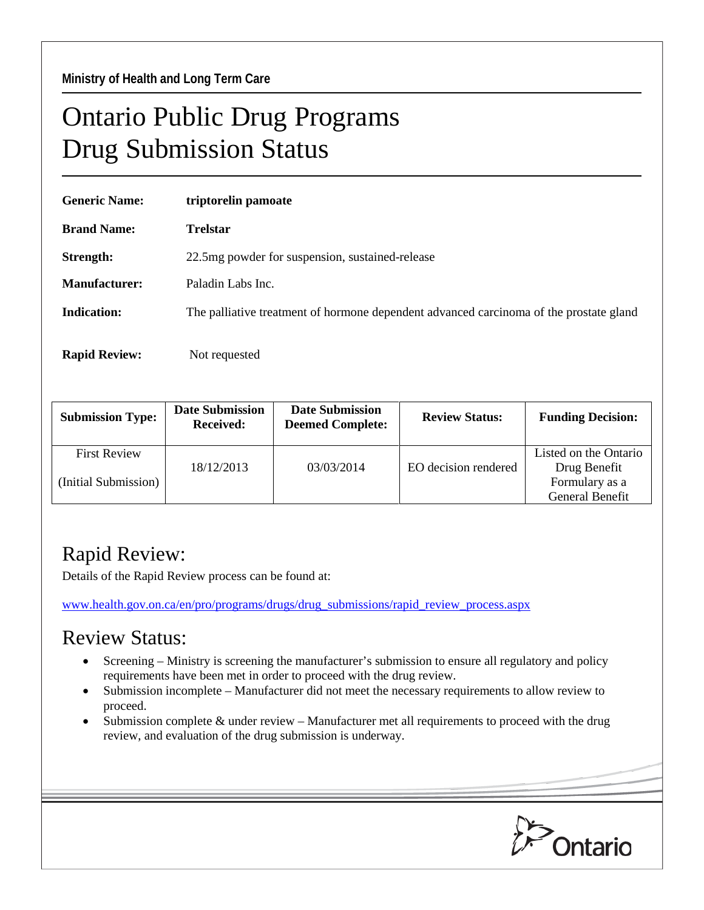Ministry of Health and Long Term Care

# Ontario Public Drug Programs
# Drug Submission Status

**Generic Name:** **triptorelin pamoate**

**Brand Name:** **Trelstar**

**Strength:** 22.5mg powder for suspension, sustained-release

**Manufacturer:** Paladin Labs Inc.

**Indication:** The palliative treatment of hormone dependent advanced carcinoma of the prostate gland

**Rapid Review:** Not requested

| Submission Type: | Date Submission Received: | Date Submission Deemed Complete: | Review Status: | Funding Decision: |
|---|---|---|---|---|
| First Review (Initial Submission) | 18/12/2013 | 03/03/2014 | EO decision rendered | Listed on the Ontario Drug Benefit Formulary as a General Benefit |

## Rapid Review:

Details of the Rapid Review process can be found at:

www.health.gov.on.ca/en/pro/programs/drugs/drug_submissions/rapid_review_process.aspx

## Review Status:

- Screening – Ministry is screening the manufacturer's submission to ensure all regulatory and policy requirements have been met in order to proceed with the drug review.
- Submission incomplete – Manufacturer did not meet the necessary requirements to allow review to proceed.
- Submission complete & under review – Manufacturer met all requirements to proceed with the drug review, and evaluation of the drug submission is underway.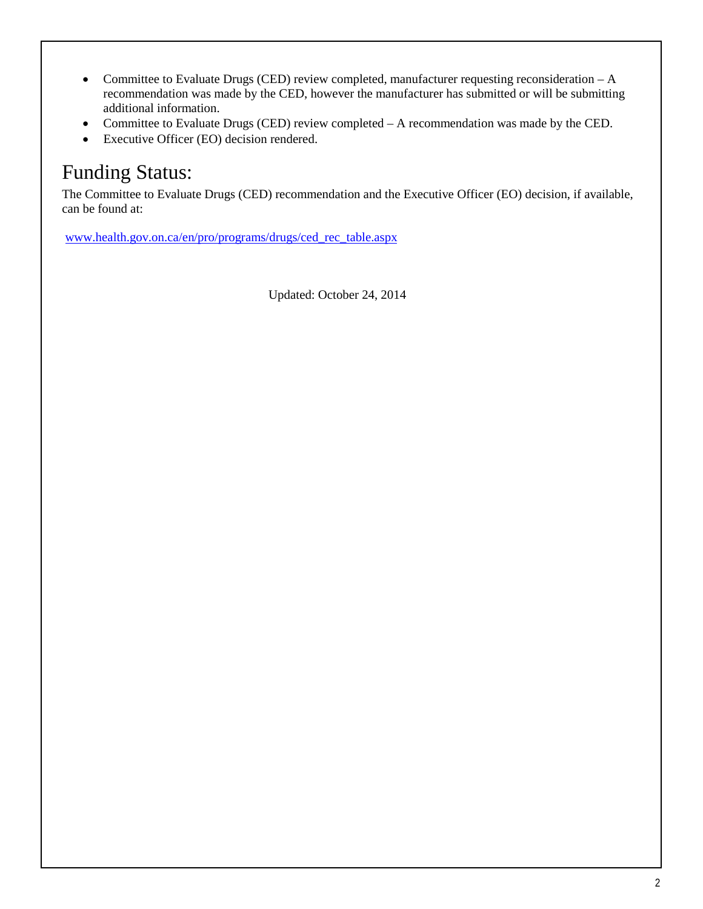- Committee to Evaluate Drugs (CED) review completed, manufacturer requesting reconsideration – A recommendation was made by the CED, however the manufacturer has submitted or will be submitting additional information.
- Committee to Evaluate Drugs (CED) review completed – A recommendation was made by the CED.
- Executive Officer (EO) decision rendered.

# Funding Status:

The Committee to Evaluate Drugs (CED) recommendation and the Executive Officer (EO) decision, if available, can be found at:

www.health.gov.on.ca/en/pro/programs/drugs/ced_rec_table.aspx

Updated: October 24, 2014